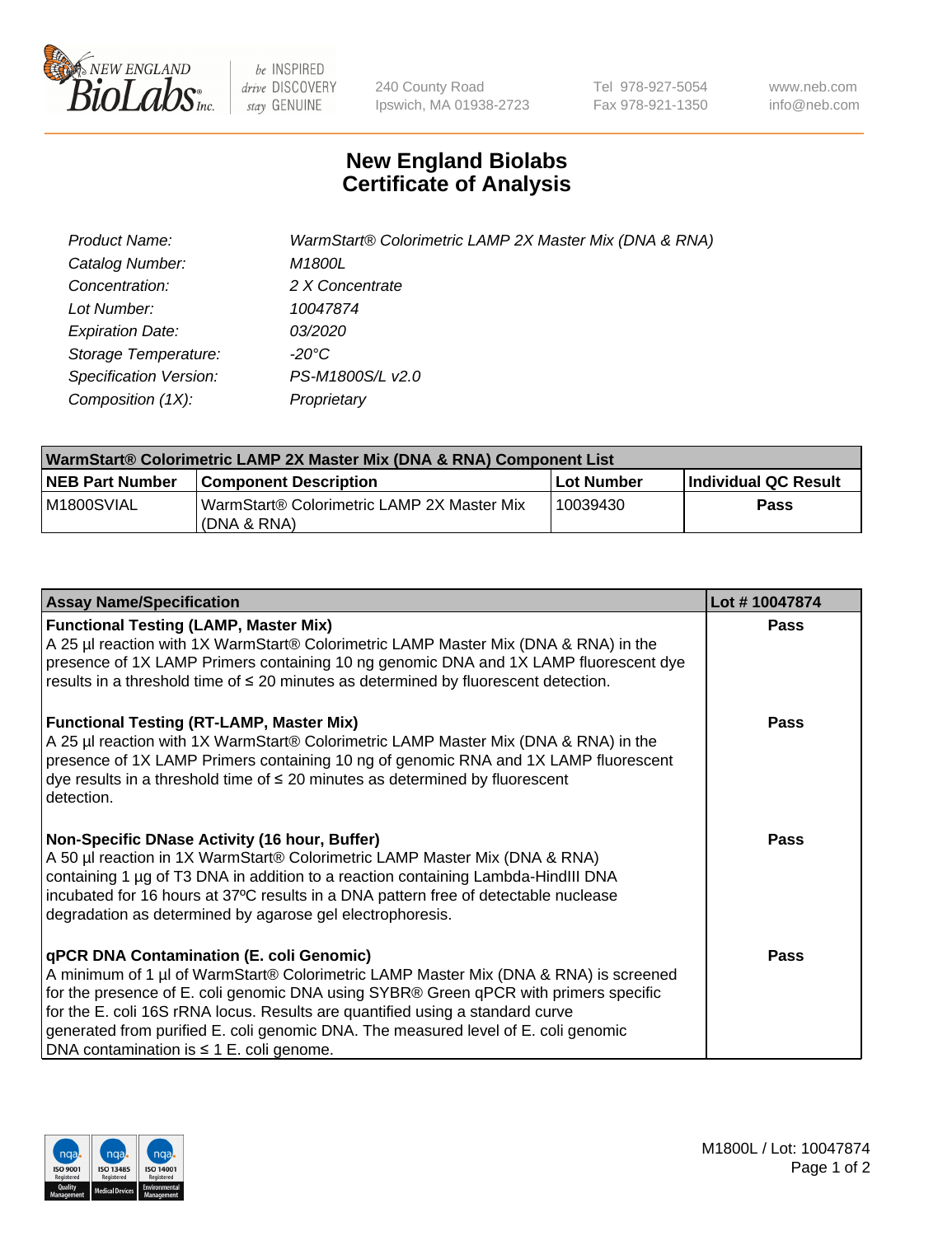# New England Biolabs
# Certificate of Analysis

| | |
|---|---|
| *Product Name:* | *WarmStart® Colorimetric LAMP 2X Master Mix (DNA & RNA)* |
| *Catalog Number:* | *M1800L* |
| *Concentration:* | *2 X Concentrate* |
| *Lot Number:* | *10047874* |
| *Expiration Date:* | *03/2020* |
| *Storage Temperature:* | *-20°C* |
| *Specification Version:* | *PS-M1800S/L v2.0* |
| *Composition (1X):* | *Proprietary* |

| WarmStart® Colorimetric LAMP 2X Master Mix (DNA & RNA) Component List | | | |
|---|---|---|---|
| **NEB Part Number** | **Component Description** | **Lot Number** | **Individual QC Result** |
| M1800SVIAL | WarmStart® Colorimetric LAMP 2X Master Mix (DNA & RNA) | 10039430 | **Pass** |

| Assay Name/Specification | Lot # 10047874 |
|---|---|
| **Functional Testing (LAMP, Master Mix)**<br>A 25 µl reaction with 1X WarmStart® Colorimetric LAMP Master Mix (DNA & RNA) in the presence of 1X LAMP Primers containing 10 ng genomic DNA and 1X LAMP fluorescent dye results in a threshold time of ≤ 20 minutes as determined by fluorescent detection. | **Pass** |
| **Functional Testing (RT-LAMP, Master Mix)**<br>A 25 µl reaction with 1X WarmStart® Colorimetric LAMP Master Mix (DNA & RNA) in the presence of 1X LAMP Primers containing 10 ng of genomic RNA and 1X LAMP fluorescent dye results in a threshold time of ≤ 20 minutes as determined by fluorescent detection. | **Pass** |
| **Non-Specific DNase Activity (16 hour, Buffer)**<br>A 50 µl reaction in 1X WarmStart® Colorimetric LAMP Master Mix (DNA & RNA) containing 1 µg of T3 DNA in addition to a reaction containing Lambda-HindIII DNA incubated for 16 hours at 37ºC results in a DNA pattern free of detectable nuclease degradation as determined by agarose gel electrophoresis. | **Pass** |
| **qPCR DNA Contamination (E. coli Genomic)**<br>A minimum of 1 µl of WarmStart® Colorimetric LAMP Master Mix (DNA & RNA) is screened for the presence of E. coli genomic DNA using SYBR® Green qPCR with primers specific for the E. coli 16S rRNA locus. Results are quantified using a standard curve generated from purified E. coli genomic DNA. The measured level of E. coli genomic DNA contamination is ≤ 1 E. coli genome. | **Pass** |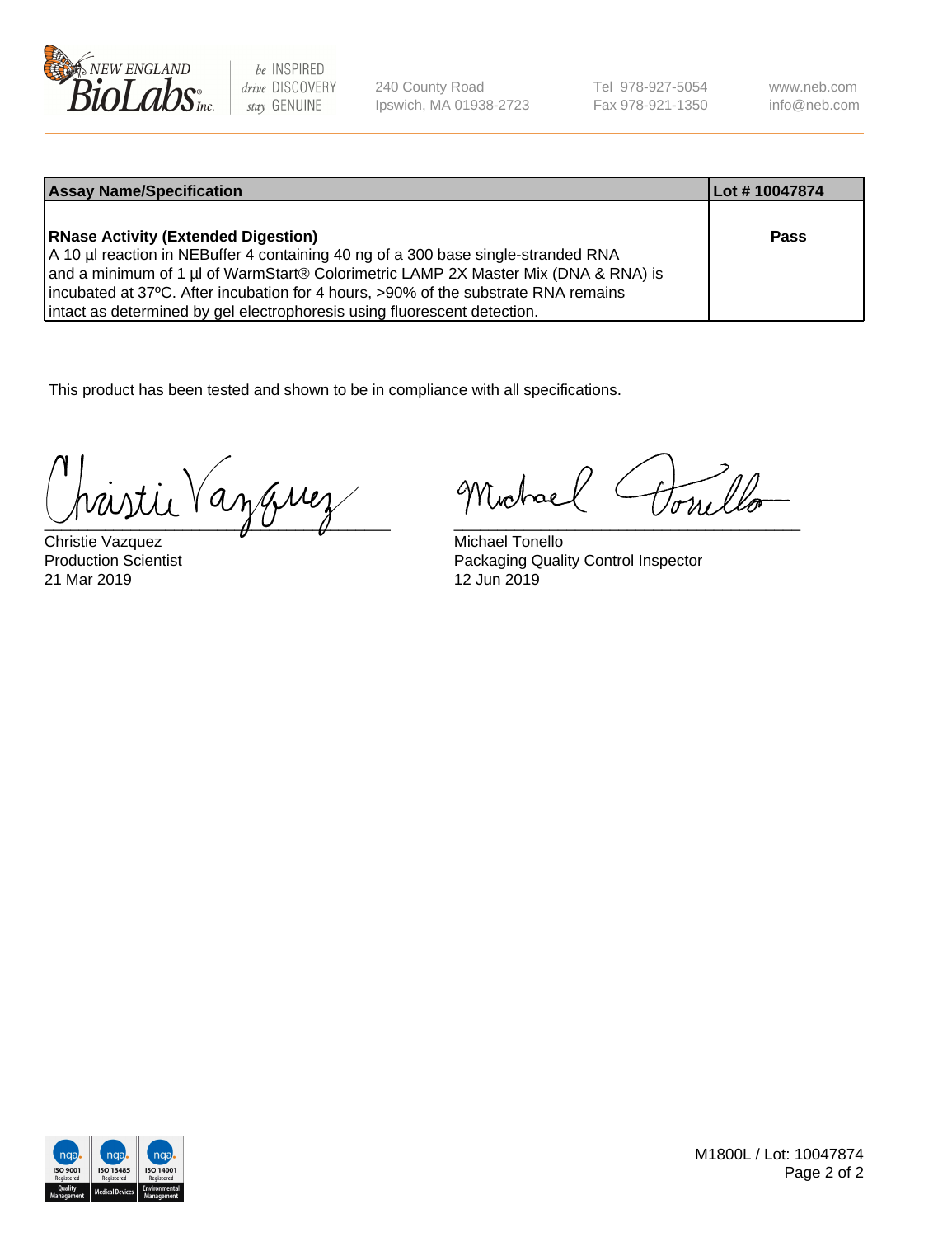| Assay Name/Specification | Lot # 10047874 |
|---|---|
| **RNase Activity (Extended Digestion)**<br>A 10 µl reaction in NEBuffer 4 containing 40 ng of a 300 base single-stranded RNA and a minimum of 1 µl of WarmStart® Colorimetric LAMP 2X Master Mix (DNA & RNA) is incubated at 37ºC. After incubation for 4 hours, >90% of the substrate RNA remains intact as determined by gel electrophoresis using fluorescent detection. | **Pass** |

This product has been tested and shown to be in compliance with all specifications.

Christie Vazquez
Production Scientist
21 Mar 2019

Michael Tonello
Packaging Quality Control Inspector
12 Jun 2019

M1800L / Lot: 10047874